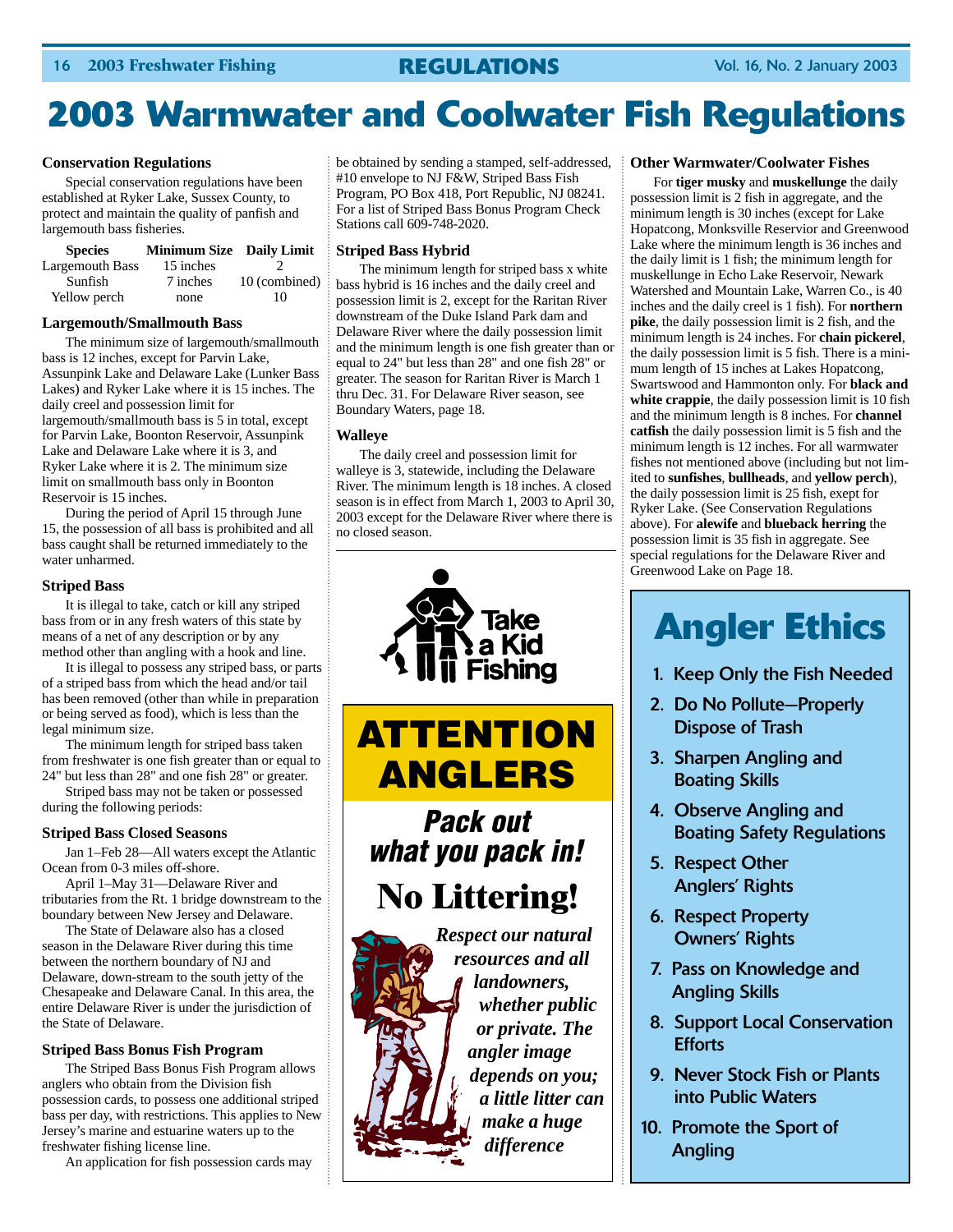# 2003 Warmwater and Coolwater Fish Regulations

### Conservation Regulations

Special conservation regulations have been established at Ryker Lake, Sussex County, to protect and maintain the quality of panfish and largemouth bass fisheries.

| Species | Minimum Size | Daily Limit |
|---|---|---|
| Largemouth Bass | 15 inches | 2 |
| Sunfish | 7 inches | 10 (combined) |
| Yellow perch | none | 10 |

### Largemouth/Smallmouth Bass

The minimum size of largemouth/smallmouth bass is 12 inches, except for Parvin Lake, Assunpink Lake and Delaware Lake (Lunker Bass Lakes) and Ryker Lake where it is 15 inches. The daily creel and possession limit for largemouth/smallmouth bass is 5 in total, except for Parvin Lake, Boonton Reservoir, Assunpink Lake and Delaware Lake where it is 3, and Ryker Lake where it is 2. The minimum size limit on smallmouth bass only in Boonton Reservoir is 15 inches.

During the period of April 15 through June 15, the possession of all bass is prohibited and all bass caught shall be returned immediately to the water unharmed.

### Striped Bass

It is illegal to take, catch or kill any striped bass from or in any fresh waters of this state by means of a net of any description or by any method other than angling with a hook and line.

It is illegal to possess any striped bass, or parts of a striped bass from which the head and/or tail has been removed (other than while in preparation or being served as food), which is less than the legal minimum size.

The minimum length for striped bass taken from freshwater is one fish greater than or equal to 24" but less than 28" and one fish 28" or greater.

Striped bass may not be taken or possessed during the following periods:

### Striped Bass Closed Seasons

Jan 1–Feb 28—All waters except the Atlantic Ocean from 0-3 miles off-shore.

April 1–May 31—Delaware River and tributaries from the Rt. 1 bridge downstream to the boundary between New Jersey and Delaware.

The State of Delaware also has a closed season in the Delaware River during this time between the northern boundary of NJ and Delaware, down-stream to the south jetty of the Chesapeake and Delaware Canal. In this area, the entire Delaware River is under the jurisdiction of the State of Delaware.

### Striped Bass Bonus Fish Program

The Striped Bass Bonus Fish Program allows anglers who obtain from the Division fish possession cards, to possess one additional striped bass per day, with restrictions. This applies to New Jersey's marine and estuarine waters up to the freshwater fishing license line.

An application for fish possession cards may be obtained by sending a stamped, self-addressed, #10 envelope to NJ F&W, Striped Bass Fish Program, PO Box 418, Port Republic, NJ 08241. For a list of Striped Bass Bonus Program Check Stations call 609-748-2020.

### Striped Bass Hybrid

The minimum length for striped bass x white bass hybrid is 16 inches and the daily creel and possession limit is 2, except for the Raritan River downstream of the Duke Island Park dam and Delaware River where the daily possession limit and the minimum length is one fish greater than or equal to 24" but less than 28" and one fish 28" or greater. The season for Raritan River is March 1 thru Dec. 31. For Delaware River season, see Boundary Waters, page 18.

### Walleye

The daily creel and possession limit for walleye is 3, statewide, including the Delaware River. The minimum length is 18 inches. A closed season is in effect from March 1, 2003 to April 30, 2003 except for the Delaware River where there is no closed season.

Take a Kid Fishing

**ATTENTION ANGLERS**

***Pack out what you pack in!***

**No Littering!**

***Respect our natural resources and all landowners, whether public or private. The angler image depends on you; a little litter can make a huge difference***

### Other Warmwater/Coolwater Fishes

For **tiger musky** and **muskellunge** the daily possession limit is 2 fish in aggregate, and the minimum length is 30 inches (except for Lake Hopatcong, Monksville Reservior and Greenwood Lake where the minimum length is 36 inches and the daily limit is 1 fish; the minimum length for muskellunge in Echo Lake Reservoir, Newark Watershed and Mountain Lake, Warren Co., is 40 inches and the daily creel is 1 fish). For **northern pike**, the daily possession limit is 2 fish, and the minimum length is 24 inches. For **chain pickerel**, the daily possession limit is 5 fish. There is a minimum length of 15 inches at Lakes Hopatcong, Swartswood and Hammonton only. For **black and white crappie**, the daily possession limit is 10 fish and the minimum length is 8 inches. For **channel catfish** the daily possession limit is 5 fish and the minimum length is 12 inches. For all warmwater fishes not mentioned above (including but not limited to **sunfishes**, **bullheads**, and **yellow perch**), the daily possession limit is 25 fish, exept for Ryker Lake. (See Conservation Regulations above). For **alewife** and **blueback herring** the possession limit is 35 fish in aggregate. See special regulations for the Delaware River and Greenwood Lake on Page 18.

## Angler Ethics

1. Keep Only the Fish Needed
2. Do No Pollute—Properly Dispose of Trash
3. Sharpen Angling and Boating Skills
4. Observe Angling and Boating Safety Regulations
5. Respect Other Anglers' Rights
6. Respect Property Owners' Rights
7. Pass on Knowledge and Angling Skills
8. Support Local Conservation Efforts
9. Never Stock Fish or Plants into Public Waters
10. Promote the Sport of Angling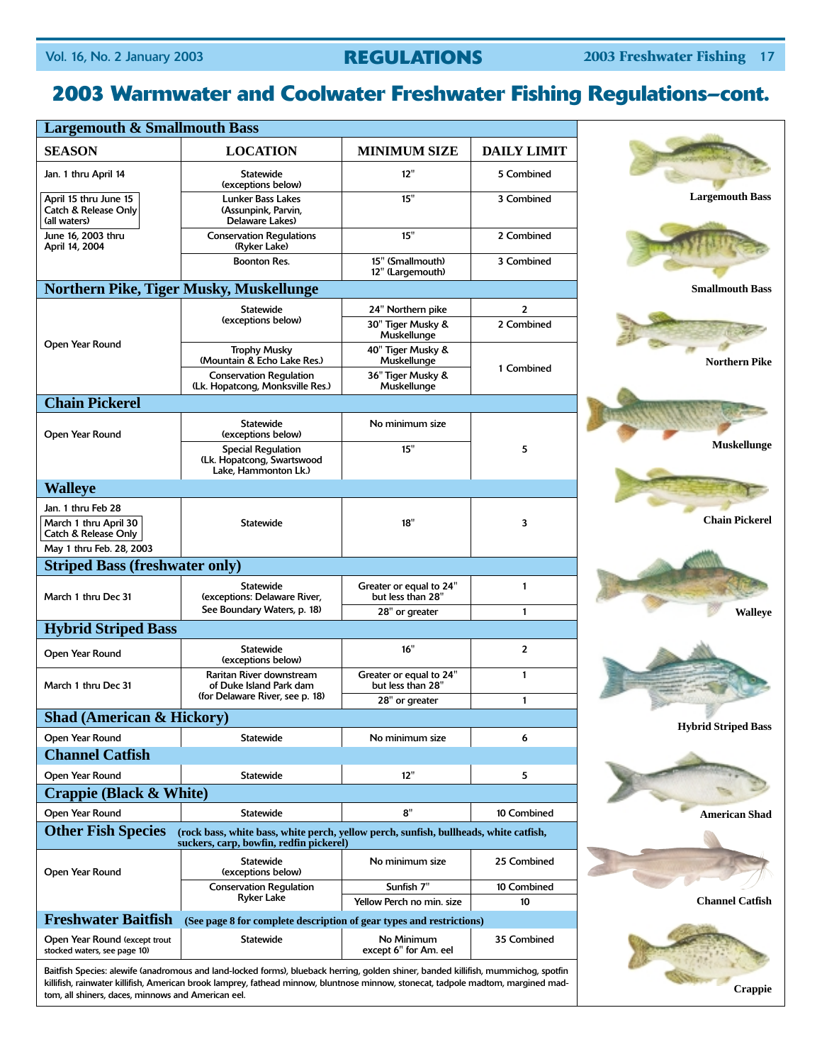# 2003 Warmwater and Coolwater Freshwater Fishing Regulations–cont.

| SEASON | LOCATION | MINIMUM SIZE | DAILY LIMIT |
|---|---|---|---|
| **Largemouth & Smallmouth Bass** | | | |
| Jan. 1 thru April 14 | Statewide (exceptions below) | 12" | 5 Combined |
| April 15 thru June 15 Catch & Release Only (all waters) | Lunker Bass Lakes (Assunpink, Parvin, Delaware Lakes) | 15" | 3 Combined |
| June 16, 2003 thru April 14, 2004 | Conservation Regulations (Ryker Lake) | 15" | 2 Combined |
| | Boonton Res. | 15" (Smallmouth) 12" (Largemouth) | 3 Combined |
| **Northern Pike, Tiger Musky, Muskellunge** | | | |
| Open Year Round | Statewide (exceptions below) | 24" Northern pike | 2 |
| | | 30" Tiger Musky & Muskellunge | 2 Combined |
| | Trophy Musky (Mountain & Echo Lake Res.) | 40" Tiger Musky & Muskellunge | 1 Combined |
| | Conservation Regulation (Lk. Hopatcong, Monksville Res.) | 36" Tiger Musky & Muskellunge | |
| **Chain Pickerel** | | | |
| Open Year Round | Statewide (exceptions below) | No minimum size | 5 |
| | Special Regulation (Lk. Hopatcong, Swartswood Lake, Hammonton Lk.) | 15" | |
| **Walleye** | | | |
| Jan. 1 thru Feb 28<br>March 1 thru April 30 Catch & Release Only<br>May 1 thru Feb. 28, 2003 | Statewide | 18" | 3 |
| **Striped Bass (freshwater only)** | | | |
| March 1 thru Dec 31 | Statewide (exceptions: Delaware River, See Boundary Waters, p. 18) | Greater or equal to 24" but less than 28" | 1 |
| | | 28" or greater | 1 |
| **Hybrid Striped Bass** | | | |
| Open Year Round | Statewide (exceptions below) | 16" | 2 |
| March 1 thru Dec 31 | Raritan River downstream of Duke Island Park dam (for Delaware River, see p. 18) | Greater or equal to 24" but less than 28" | 1 |
| | | 28" or greater | 1 |
| **Shad (American & Hickory)** | | | |
| Open Year Round | Statewide | No minimum size | 6 |
| **Channel Catfish** | | | |
| Open Year Round | Statewide | 12" | 5 |
| **Crappie (Black & White)** | | | |
| Open Year Round | Statewide | 8" | 10 Combined |
| **Other Fish Species** (rock bass, white bass, white perch, yellow perch, sunfish, bullheads, white catfish, suckers, carp, bowfin, redfin pickerel) | | | |
| Open Year Round | Statewide (exceptions below) | No minimum size | 25 Combined |
| | Conservation Regulation Ryker Lake | Sunfish 7" | 10 Combined |
| | | Yellow Perch no min. size | 10 |
| **Freshwater Baitfish** (See page 8 for complete description of gear types and restrictions) | | | |
| Open Year Round (except trout stocked waters, see page 10) | Statewide | No Minimum except 6" for Am. eel | 35 Combined |

Baitfish Species: alewife (anadromous and land-locked forms), blueback herring, golden shiner, banded killifish, mummichog, spotfin killifish, rainwater killifish, American brook lamprey, fathead minnow, bluntnose minnow, stonecat, tadpole madtom, margined madtom, all shiners, daces, minnows and American eel.

Largemouth Bass

Smallmouth Bass

Northern Pike

Muskellunge

Chain Pickerel

Walleye

Hybrid Striped Bass

American Shad

Channel Catfish

Crappie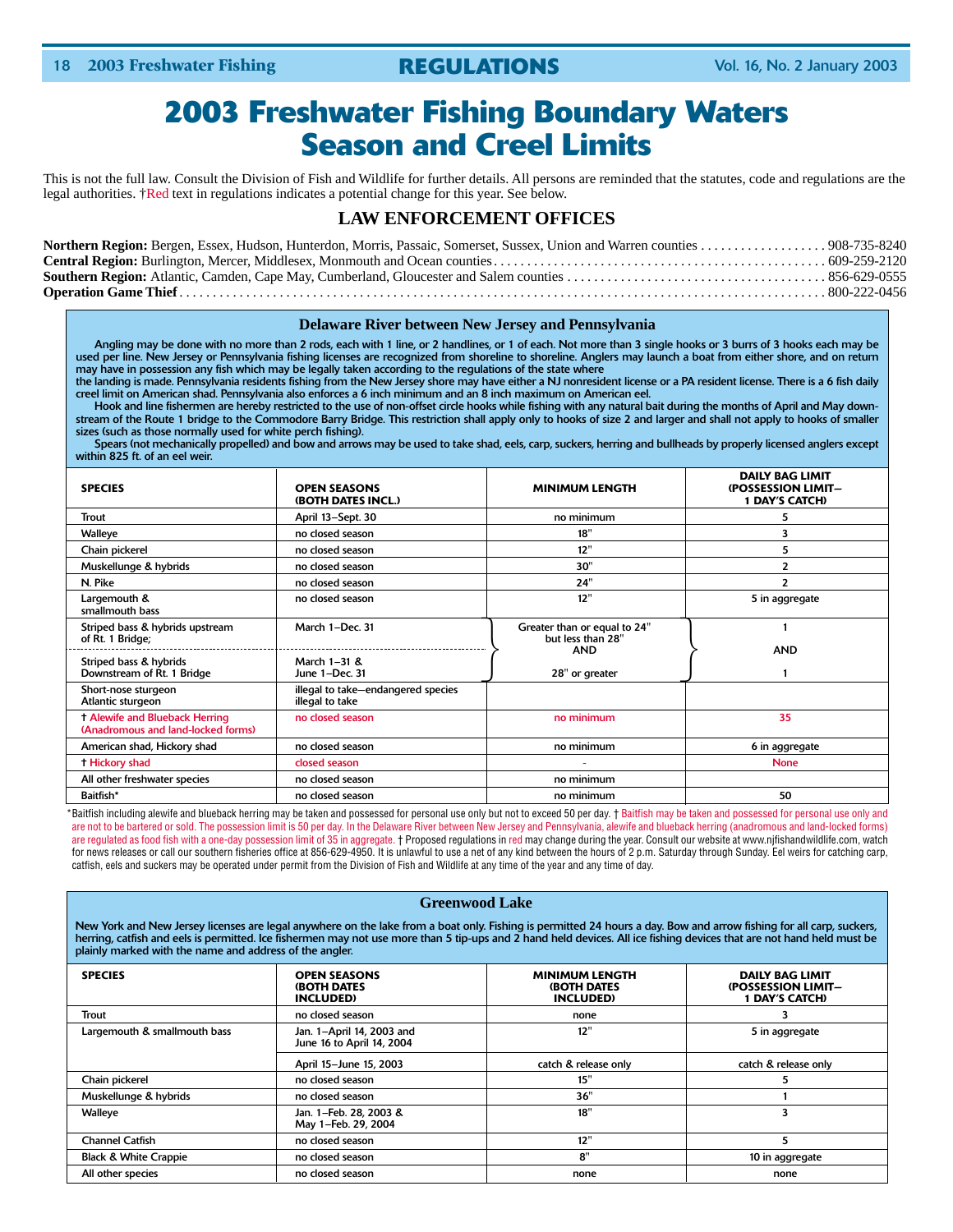# 2003 Freshwater Fishing Boundary Waters Season and Creel Limits

This is not the full law. Consult the Division of Fish and Wildlife for further details. All persons are reminded that the statutes, code and regulations are the legal authorities. †Red text in regulations indicates a potential change for this year. See below.

## LAW ENFORCEMENT OFFICES

**Northern Region:** Bergen, Essex, Hudson, Hunterdon, Morris, Passaic, Somerset, Sussex, Union and Warren counties . . . 908-735-8240
**Central Region:** Burlington, Mercer, Middlesex, Monmouth and Ocean counties . . . 609-259-2120
**Southern Region:** Atlantic, Camden, Cape May, Cumberland, Gloucester and Salem counties . . . 856-629-0555
**Operation Game Thief** . . . 800-222-0456

### Delaware River between New Jersey and Pennsylvania

Angling may be done with no more than 2 rods, each with 1 line, or 2 handlines, or 1 of each. Not more than 3 single hooks or 3 burrs of 3 hooks each may be used per line. New Jersey or Pennsylvania fishing licenses are recognized from shoreline to shoreline. Anglers may launch a boat from either shore, and on return may have in possession any fish which may be legally taken according to the regulations of the state where the landing is made. Pennsylvania residents fishing from the New Jersey shore may have either a NJ nonresident license or a PA resident license. There is a 6 fish daily creel limit on American shad. Pennsylvania also enforces a 6 inch minimum and an 8 inch maximum on American eel.

Hook and line fishermen are hereby restricted to the use of non-offset circle hooks while fishing with any natural bait during the months of April and May downstream of the Route 1 bridge to the Commodore Barry Bridge. This restriction shall apply only to hooks of size 2 and larger and shall not apply to hooks of smaller sizes (such as those normally used for white perch fishing).

Spears (not mechanically propelled) and bow and arrows may be used to take shad, eels, carp, suckers, herring and bullheads by properly licensed anglers except within 825 ft. of an eel weir.

| SPECIES | OPEN SEASONS (BOTH DATES INCL.) | MINIMUM LENGTH | DAILY BAG LIMIT (POSSESSION LIMIT—1 DAY'S CATCH) |
|---|---|---|---|
| Trout | April 13–Sept. 30 | no minimum | 5 |
| Walleye | no closed season | 18" | 3 |
| Chain pickerel | no closed season | 12" | 5 |
| Muskellunge & hybrids | no closed season | 30" | 2 |
| N. Pike | no closed season | 24" | 2 |
| Largemouth & smallmouth bass | no closed season | 12" | 5 in aggregate |
| Striped bass & hybrids upstream of Rt. 1 Bridge; | March 1–Dec. 31 | Greater than or equal to 24" but less than 28" AND 28" or greater | 1 AND 1 |
| Striped bass & hybrids Downstream of Rt. 1 Bridge | March 1–31 & June 1–Dec. 31 | | |
| Short-nose sturgeon Atlantic sturgeon | illegal to take—endangered species illegal to take | | |
| † Alewife and Blueback Herring (Anadromous and land-locked forms) | no closed season | no minimum | 35 |
| American shad, Hickory shad | no closed season | no minimum | 6 in aggregate |
| † Hickory shad | closed season | - | None |
| All other freshwater species | no closed season | no minimum | |
| Baitfish* | no closed season | no minimum | 50 |

*Baitfish including alewife and blueback herring may be taken and possessed for personal use only but not to exceed 50 per day. † Baitfish may be taken and possessed for personal use only and are not to be bartered or sold. The possession limit is 50 per day. In the Delaware River between New Jersey and Pennsylvania, alewife and blueback herring (anadromous and land-locked forms) are regulated as food fish with a one-day possession limit of 35 in aggregate. † Proposed regulations in red may change during the year. Consult our website at www.njfishandwildlife.com, watch for news releases or call our southern fisheries office at 856-629-4950. It is unlawful to use a net of any kind between the hours of 2 p.m. Saturday through Sunday. Eel weirs for catching carp, catfish, eels and suckers may be operated under permit from the Division of Fish and Wildlife at any time of the year and any time of day.

### Greenwood Lake

New York and New Jersey licenses are legal anywhere on the lake from a boat only. Fishing is permitted 24 hours a day. Bow and arrow fishing for all carp, suckers, herring, catfish and eels is permitted. Ice fishermen may not use more than 5 tip-ups and 2 hand held devices. All ice fishing devices that are not hand held must be plainly marked with the name and address of the angler.

| SPECIES | OPEN SEASONS (BOTH DATES INCLUDED) | MINIMUM LENGTH (BOTH DATES INCLUDED) | DAILY BAG LIMIT (POSSESSION LIMIT—1 DAY'S CATCH) |
|---|---|---|---|
| Trout | no closed season | none | 3 |
| Largemouth & smallmouth bass | Jan. 1–April 14, 2003 and June 16 to April 14, 2004 | 12" | 5 in aggregate |
| | April 15–June 15, 2003 | catch & release only | catch & release only |
| Chain pickerel | no closed season | 15" | 5 |
| Muskellunge & hybrids | no closed season | 36" | 1 |
| Walleye | Jan. 1–Feb. 28, 2003 & May 1–Feb. 29, 2004 | 18" | 3 |
| Channel Catfish | no closed season | 12" | 5 |
| Black & White Crappie | no closed season | 8" | 10 in aggregate |
| All other species | no closed season | none | none |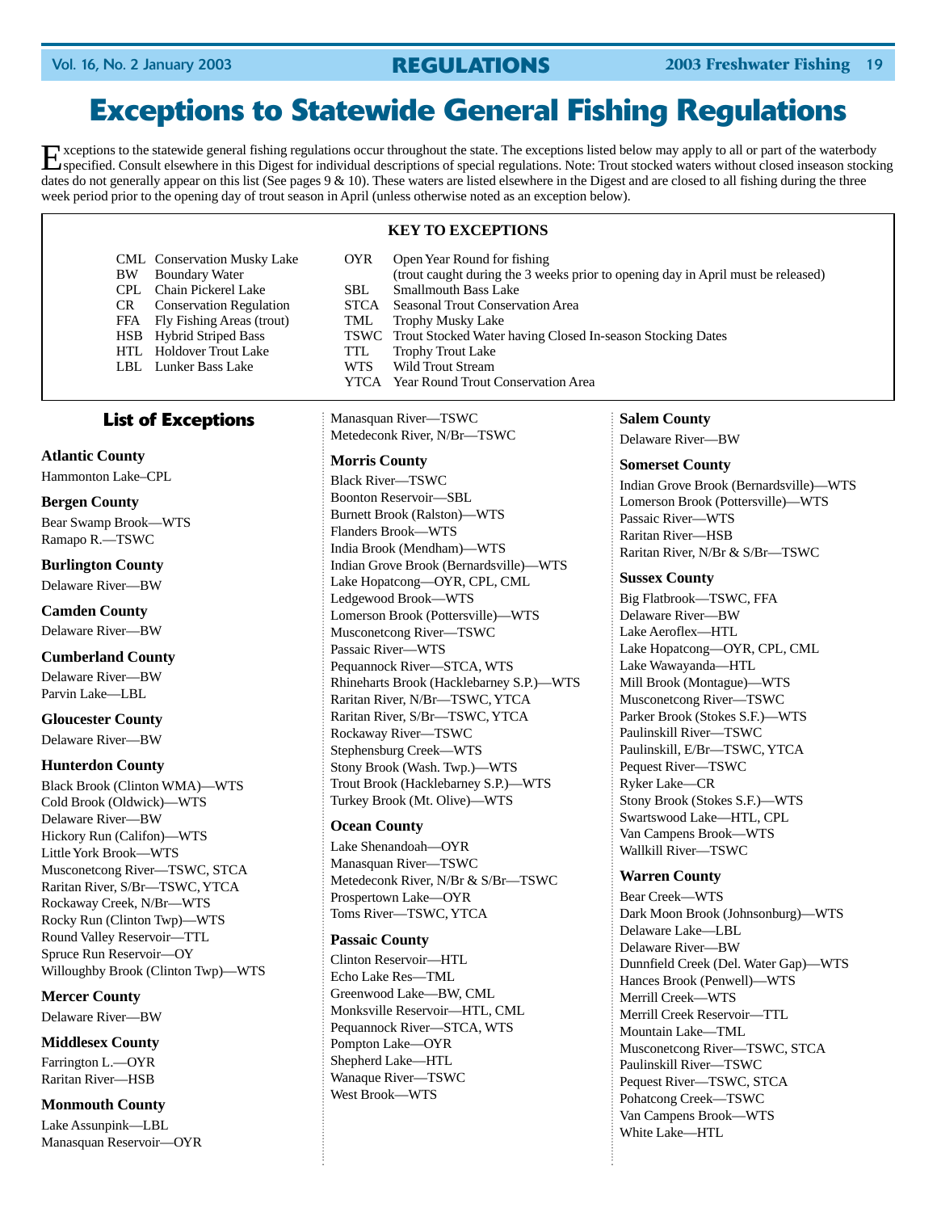# Exceptions to Statewide General Fishing Regulations

Exceptions to the statewide general fishing regulations occur throughout the state. The exceptions listed below may apply to all or part of the waterbody specified. Consult elsewhere in this Digest for individual descriptions of special regulations. Note: Trout stocked waters without closed inseason stocking dates do not generally appear on this list (See pages 9 & 10). These waters are listed elsewhere in the Digest and are closed to all fishing during the three week period prior to the opening day of trout season in April (unless otherwise noted as an exception below).

**KEY TO EXCEPTIONS**

- CML Conservation Musky Lake
- BW Boundary Water
- CPL Chain Pickerel Lake
- CR Conservation Regulation
- FFA Fly Fishing Areas (trout)
- HSB Hybrid Striped Bass
- HTL Holdover Trout Lake
- LBL Lunker Bass Lake
- OYR Open Year Round for fishing (trout caught during the 3 weeks prior to opening day in April must be released)
- SBL Smallmouth Bass Lake
- STCA Seasonal Trout Conservation Area
- TML Trophy Musky Lake
- TSWC Trout Stocked Water having Closed In-season Stocking Dates
- TTL Trophy Trout Lake
- WTS Wild Trout Stream
- YTCA Year Round Trout Conservation Area

## List of Exceptions

**Atlantic County**

Hammonton Lake–CPL

**Bergen County**

Bear Swamp Brook—WTS
Ramapo R.—TSWC

**Burlington County**

Delaware River—BW

**Camden County**

Delaware River—BW

**Cumberland County**

Delaware River—BW
Parvin Lake—LBL

**Gloucester County**

Delaware River—BW

**Hunterdon County**

Black Brook (Clinton WMA)—WTS
Cold Brook (Oldwick)—WTS
Delaware River—BW
Hickory Run (Califon)—WTS
Little York Brook—WTS
Musconetcong River—TSWC, STCA
Raritan River, S/Br—TSWC, YTCA
Rockaway Creek, N/Br—WTS
Rocky Run (Clinton Twp)—WTS
Round Valley Reservoir—TTL
Spruce Run Reservoir—OY
Willoughby Brook (Clinton Twp)—WTS

**Mercer County**

Delaware River—BW

**Middlesex County**

Farrington L.—OYR
Raritan River—HSB

**Monmouth County**

Lake Assunpink—LBL
Manasquan Reservoir—OYR
Manasquan River—TSWC
Metedeconk River, N/Br—TSWC

**Morris County**

Black River—TSWC
Boonton Reservoir—SBL
Burnett Brook (Ralston)—WTS
Flanders Brook—WTS
India Brook (Mendham)—WTS
Indian Grove Brook (Bernardsville)—WTS
Lake Hopatcong—OYR, CPL, CML
Ledgewood Brook—WTS
Lomerson Brook (Pottersville)—WTS
Musconetcong River—TSWC
Passaic River—WTS
Pequannock River—STCA, WTS
Rhineharts Brook (Hacklebarney S.P.)—WTS
Raritan River, N/Br—TSWC, YTCA
Raritan River, S/Br—TSWC, YTCA
Rockaway River—TSWC
Stephensburg Creek—WTS
Stony Brook (Wash. Twp.)—WTS
Trout Brook (Hacklebarney S.P.)—WTS
Turkey Brook (Mt. Olive)—WTS

**Ocean County**

Lake Shenandoah—OYR
Manasquan River—TSWC
Metedeconk River, N/Br & S/Br—TSWC
Prospertown Lake—OYR
Toms River—TSWC, YTCA

**Passaic County**

Clinton Reservoir—HTL
Echo Lake Res—TML
Greenwood Lake—BW, CML
Monksville Reservoir—HTL, CML
Pequannock River—STCA, WTS
Pompton Lake—OYR
Shepherd Lake—HTL
Wanaque River—TSWC
West Brook—WTS

**Salem County**

Delaware River—BW

**Somerset County**

Indian Grove Brook (Bernardsville)—WTS
Lomerson Brook (Pottersville)—WTS
Passaic River—WTS
Raritan River—HSB
Raritan River, N/Br & S/Br—TSWC

**Sussex County**

Big Flatbrook—TSWC, FFA
Delaware River—BW
Lake Aeroflex—HTL
Lake Hopatcong—OYR, CPL, CML
Lake Wawayanda—HTL
Mill Brook (Montague)—WTS
Musconetcong River—TSWC
Parker Brook (Stokes S.F.)—WTS
Paulinskill River—TSWC
Paulinskill, E/Br—TSWC, YTCA
Pequest River—TSWC
Ryker Lake—CR
Stony Brook (Stokes S.F.)—WTS
Swartswood Lake—HTL, CPL
Van Campens Brook—WTS
Wallkill River—TSWC

**Warren County**

Bear Creek—WTS
Dark Moon Brook (Johnsonburg)—WTS
Delaware Lake—LBL
Delaware River—BW
Dunnfield Creek (Del. Water Gap)—WTS
Hances Brook (Penwell)—WTS
Merrill Creek—WTS
Merrill Creek Reservoir—TTL
Mountain Lake—TML
Musconetcong River—TSWC, STCA
Paulinskill River—TSWC
Pequest River—TSWC, STCA
Pohatcong Creek—TSWC
Van Campens Brook—WTS
White Lake—HTL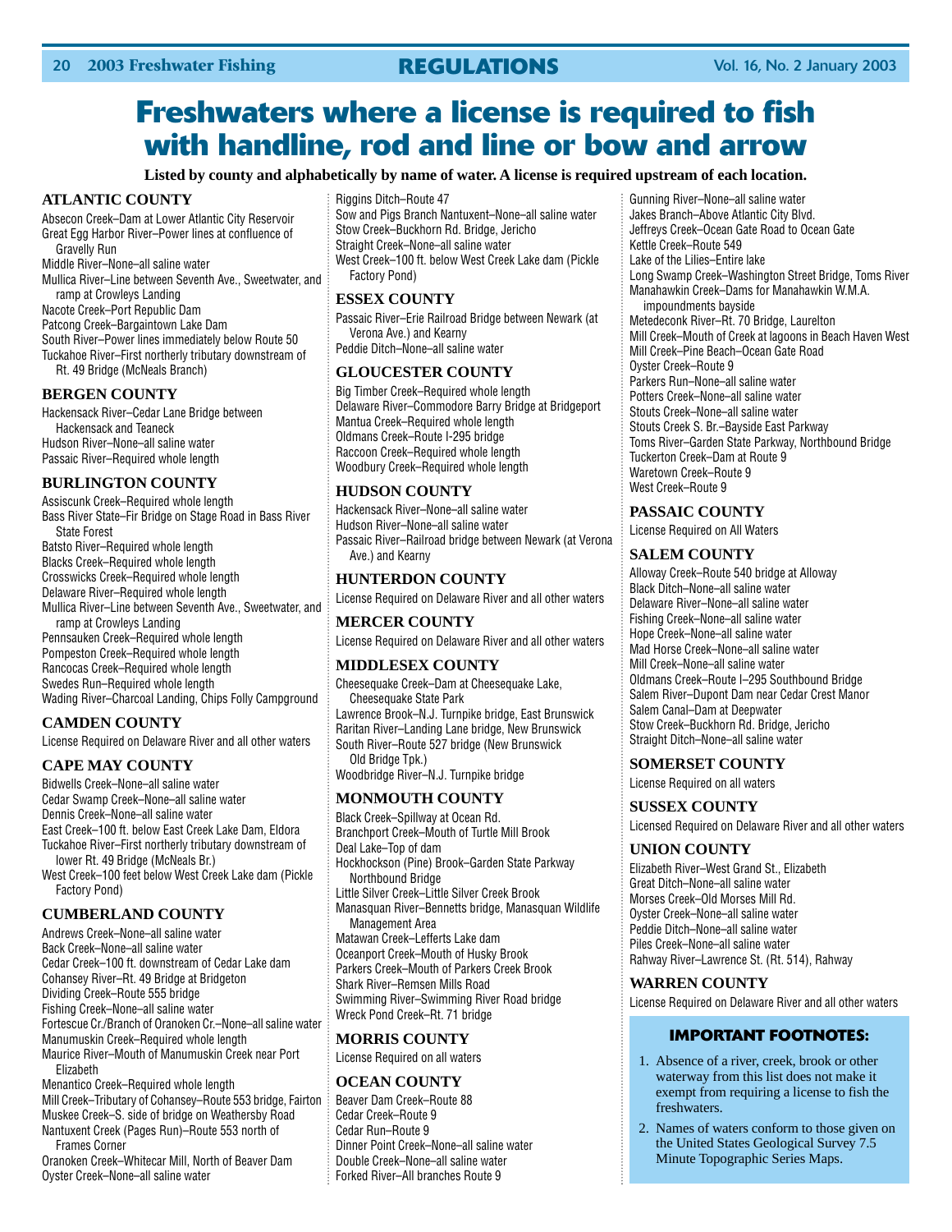# Freshwaters where a license is required to fish with handline, rod and line or bow and arrow

**Listed by county and alphabetically by name of water. A license is required upstream of each location.**

## ATLANTIC COUNTY

Absecon Creek–Dam at Lower Atlantic City Reservoir
Great Egg Harbor River–Power lines at confluence of Gravelly Run
Middle River–None–all saline water
Mullica River–Line between Seventh Ave., Sweetwater, and ramp at Crowleys Landing
Nacote Creek–Port Republic Dam
Patcong Creek–Bargaintown Lake Dam
South River–Power lines immediately below Route 50
Tuckahoe River–First northerly tributary downstream of Rt. 49 Bridge (McNeals Branch)

## BERGEN COUNTY

Hackensack River–Cedar Lane Bridge between Hackensack and Teaneck
Hudson River–None–all saline water
Passaic River–Required whole length

## BURLINGTON COUNTY

Assiscunk Creek–Required whole length
Bass River State–Fir Bridge on Stage Road in Bass River State Forest
Batsto River–Required whole length
Blacks Creek–Required whole length
Crosswicks Creek–Required whole length
Delaware River–Required whole length
Mullica River–Line between Seventh Ave., Sweetwater, and ramp at Crowleys Landing
Pennsauken Creek–Required whole length
Pompeston Creek–Required whole length
Rancocas Creek–Required whole length
Swedes Run–Required whole length
Wading River–Charcoal Landing, Chips Folly Campground

## CAMDEN COUNTY

License Required on Delaware River and all other waters

## CAPE MAY COUNTY

Bidwells Creek–None–all saline water
Cedar Swamp Creek–None–all saline water
Dennis Creek–None–all saline water
East Creek–100 ft. below East Creek Lake Dam, Eldora
Tuckahoe River–First northerly tributary downstream of lower Rt. 49 Bridge (McNeals Br.)
West Creek–100 feet below West Creek Lake dam (Pickle Factory Pond)

## CUMBERLAND COUNTY

Andrews Creek–None–all saline water
Back Creek–None–all saline water
Cedar Creek–100 ft. downstream of Cedar Lake dam
Cohansey River–Rt. 49 Bridge at Bridgeton
Dividing Creek–Route 555 bridge
Fishing Creek–None–all saline water
Fortescue Cr./Branch of Oranoken Cr.–None–all saline water
Manumuskin Creek–Required whole length
Maurice River–Mouth of Manumuskin Creek near Port Elizabeth
Menantico Creek–Required whole length
Mill Creek–Tributary of Cohansey–Route 553 bridge, Fairton
Muskee Creek–S. side of bridge on Weathersby Road
Nantuxent Creek (Pages Run)–Route 553 north of Frames Corner
Oranoken Creek–Whitecar Mill, North of Beaver Dam
Oyster Creek–None–all saline water
Riggins Ditch–Route 47
Sow and Pigs Branch Nantuxent–None–all saline water
Stow Creek–Buckhorn Rd. Bridge, Jericho
Straight Creek–None–all saline water
West Creek–100 ft. below West Creek Lake dam (Pickle Factory Pond)

## ESSEX COUNTY

Passaic River–Erie Railroad Bridge between Newark (at Verona Ave.) and Kearny
Peddie Ditch–None–all saline water

## GLOUCESTER COUNTY

Big Timber Creek–Required whole length
Delaware River–Commodore Barry Bridge at Bridgeport
Mantua Creek–Required whole length
Oldmans Creek–Route I-295 bridge
Raccoon Creek–Required whole length
Woodbury Creek–Required whole length

## HUDSON COUNTY

Hackensack River–None–all saline water
Hudson River–None–all saline water
Passaic River–Railroad bridge between Newark (at Verona Ave.) and Kearny

## HUNTERDON COUNTY

License Required on Delaware River and all other waters

## MERCER COUNTY

License Required on Delaware River and all other waters

## MIDDLESEX COUNTY

Cheesequake Creek–Dam at Cheesequake Lake, Cheesequake State Park
Lawrence Brook–N.J. Turnpike bridge, East Brunswick
Raritan River–Landing Lane bridge, New Brunswick
South River–Route 527 bridge (New Brunswick Old Bridge Tpk.)
Woodbridge River–N.J. Turnpike bridge

## MONMOUTH COUNTY

Black Creek–Spillway at Ocean Rd.
Branchport Creek–Mouth of Turtle Mill Brook
Deal Lake–Top of dam
Hockhockson (Pine) Brook–Garden State Parkway Northbound Bridge
Little Silver Creek–Little Silver Creek Brook
Manasquan River–Bennetts bridge, Manasquan Wildlife Management Area
Matawan Creek–Lefferts Lake dam
Oceanport Creek–Mouth of Husky Brook
Parkers Creek–Mouth of Parkers Creek Brook
Shark River–Remsen Mills Road
Swimming River–Swimming River Road bridge
Wreck Pond Creek–Rt. 71 bridge

## MORRIS COUNTY

License Required on all waters

## OCEAN COUNTY

Beaver Dam Creek–Route 88
Cedar Creek–Route 9
Cedar Run–Route 9
Dinner Point Creek–None–all saline water
Double Creek–None–all saline water
Forked River–All branches Route 9
Gunning River–None–all saline water
Jakes Branch–Above Atlantic City Blvd.
Jeffreys Creek–Ocean Gate Road to Ocean Gate
Kettle Creek–Route 549
Lake of the Lilies–Entire lake
Long Swamp Creek–Washington Street Bridge, Toms River
Manahawkin Creek–Dams for Manahawkin W.M.A. impoundments bayside
Metedeconk River–Rt. 70 Bridge, Laurelton
Mill Creek–Mouth of Creek at lagoons in Beach Haven West
Mill Creek–Pine Beach–Ocean Gate Road
Oyster Creek–Route 9
Parkers Run–None–all saline water
Potters Creek–None–all saline water
Stouts Creek–None–all saline water
Stouts Creek S. Br.–Bayside East Parkway
Toms River–Garden State Parkway, Northbound Bridge
Tuckerton Creek–Dam at Route 9
Waretown Creek–Route 9
West Creek–Route 9

## PASSAIC COUNTY

License Required on All Waters

## SALEM COUNTY

Alloway Creek–Route 540 bridge at Alloway
Black Ditch–None–all saline water
Delaware River–None–all saline water
Fishing Creek–None–all saline water
Hope Creek–None–all saline water
Mad Horse Creek–None–all saline water
Mill Creek–None–all saline water
Oldmans Creek–Route I–295 Southbound Bridge
Salem River–Dupont Dam near Cedar Crest Manor
Salem Canal–Dam at Deepwater
Stow Creek–Buckhorn Rd. Bridge, Jericho
Straight Ditch–None–all saline water

## SOMERSET COUNTY

License Required on all waters

## SUSSEX COUNTY

Licensed Required on Delaware River and all other waters

## UNION COUNTY

Elizabeth River–West Grand St., Elizabeth
Great Ditch–None–all saline water
Morses Creek–Old Morses Mill Rd.
Oyster Creek–None–all saline water
Peddie Ditch–None–all saline water
Piles Creek–None–all saline water
Rahway River–Lawrence St. (Rt. 514), Rahway

## WARREN COUNTY

License Required on Delaware River and all other waters

### IMPORTANT FOOTNOTES:

1. Absence of a river, creek, brook or other waterway from this list does not make it exempt from requiring a license to fish the freshwaters.
2. Names of waters conform to those given on the United States Geological Survey 7.5 Minute Topographic Series Maps.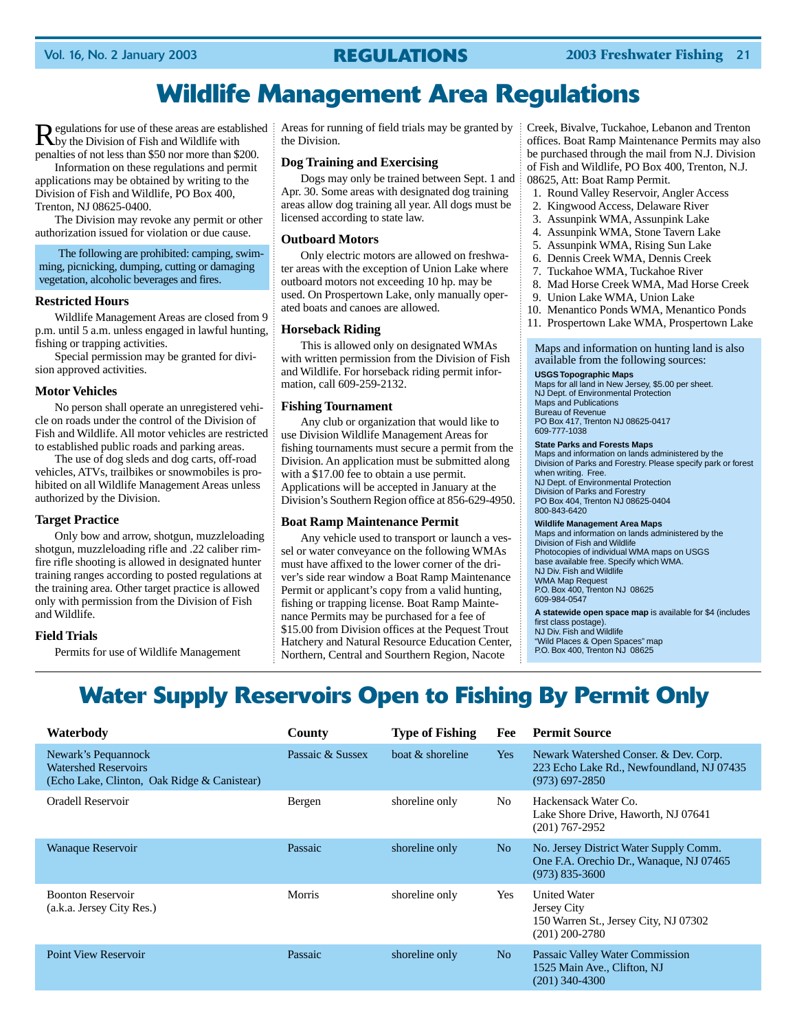# Wildlife Management Area Regulations

Regulations for use of these areas are established by the Division of Fish and Wildlife with penalties of not less than $50 nor more than $200.

Information on these regulations and permit applications may be obtained by writing to the Division of Fish and Wildlife, PO Box 400, Trenton, NJ 08625-0400.

The Division may revoke any permit or other authorization issued for violation or due cause.

The following are prohibited: camping, swimming, picnicking, dumping, cutting or damaging vegetation, alcoholic beverages and fires.

### Restricted Hours

Wildlife Management Areas are closed from 9 p.m. until 5 a.m. unless engaged in lawful hunting, fishing or trapping activities.

Special permission may be granted for division approved activities.

### Motor Vehicles

No person shall operate an unregistered vehicle on roads under the control of the Division of Fish and Wildlife. All motor vehicles are restricted to established public roads and parking areas.

The use of dog sleds and dog carts, off-road vehicles, ATVs, trailbikes or snowmobiles is prohibited on all Wildlife Management Areas unless authorized by the Division.

### Target Practice

Only bow and arrow, shotgun, muzzleloading shotgun, muzzleloading rifle and .22 caliber rimfire rifle shooting is allowed in designated hunter training ranges according to posted regulations at the training area. Other target practice is allowed only with permission from the Division of Fish and Wildlife.

### Field Trials

Permits for use of Wildlife Management Areas for running of field trials may be granted by the Division.

### Dog Training and Exercising

Dogs may only be trained between Sept. 1 and Apr. 30. Some areas with designated dog training areas allow dog training all year. All dogs must be licensed according to state law.

### Outboard Motors

Only electric motors are allowed on freshwater areas with the exception of Union Lake where outboard motors not exceeding 10 hp. may be used. On Prospertown Lake, only manually operated boats and canoes are allowed.

### Horseback Riding

This is allowed only on designated WMAs with written permission from the Division of Fish and Wildlife. For horseback riding permit information, call 609-259-2132.

### Fishing Tournament

Any club or organization that would like to use Division Wildlife Management Areas for fishing tournaments must secure a permit from the Division. An application must be submitted along with a $17.00 fee to obtain a use permit. Applications will be accepted in January at the Division's Southern Region office at 856-629-4950.

### Boat Ramp Maintenance Permit

Any vehicle used to transport or launch a vessel or water conveyance on the following WMAs must have affixed to the lower corner of the driver's side rear window a Boat Ramp Maintenance Permit or applicant's copy from a valid hunting, fishing or trapping license. Boat Ramp Maintenance Permits may be purchased for a fee of $15.00 from Division offices at the Pequest Trout Hatchery and Natural Resource Education Center, Northern, Central and Southern Region, Nacote Creek, Bivalve, Tuckahoe, Lebanon and Trenton offices. Boat Ramp Maintenance Permits may also be purchased through the mail from N.J. Division of Fish and Wildlife, PO Box 400, Trenton, N.J. 08625, Att: Boat Ramp Permit.

1. Round Valley Reservoir, Angler Access
2. Kingwood Access, Delaware River
3. Assunpink WMA, Assunpink Lake
4. Assunpink WMA, Stone Tavern Lake
5. Assunpink WMA, Rising Sun Lake
6. Dennis Creek WMA, Dennis Creek
7. Tuckahoe WMA, Tuckahoe River
8. Mad Horse Creek WMA, Mad Horse Creek
9. Union Lake WMA, Union Lake
10. Menantico Ponds WMA, Menantico Ponds
11. Prospertown Lake WMA, Prospertown Lake

Maps and information on hunting land is also available from the following sources:

**USGS Topographic Maps**
Maps for all land in New Jersey, $5.00 per sheet.
NJ Dept. of Environmental Protection
Maps and Publications
Bureau of Revenue
PO Box 417, Trenton NJ 08625-0417
609-777-1038

**State Parks and Forests Maps**
Maps and information on lands administered by the Division of Parks and Forestry. Please specify park or forest when writing. Free.
NJ Dept. of Environmental Protection
Division of Parks and Forestry
PO Box 404, Trenton NJ 08625-0404
800-843-6420

**Wildlife Management Area Maps**
Maps and information on lands administered by the Division of Fish and Wildlife
Photocopies of individual WMA maps on USGS base available free. Specify which WMA.
NJ Div. Fish and Wildlife
WMA Map Request
P.O. Box 400, Trenton NJ 08625
609-984-0547

**A statewide open space map** is available for $4 (includes first class postage).
NJ Div. Fish and Wildlife
"Wild Places & Open Spaces" map
P.O. Box 400, Trenton NJ 08625

# Water Supply Reservoirs Open to Fishing By Permit Only

| Waterbody | County | Type of Fishing | Fee | Permit Source |
|---|---|---|---|---|
| Newark's Pequannock Watershed Reservoirs (Echo Lake, Clinton, Oak Ridge & Canistear) | Passaic & Sussex | boat & shoreline | Yes | Newark Watershed Conser. & Dev. Corp. 223 Echo Lake Rd., Newfoundland, NJ 07435 (973) 697-2850 |
| Oradell Reservoir | Bergen | shoreline only | No | Hackensack Water Co. Lake Shore Drive, Haworth, NJ 07641 (201) 767-2952 |
| Wanaque Reservoir | Passaic | shoreline only | No | No. Jersey District Water Supply Comm. One F.A. Orechio Dr., Wanaque, NJ 07465 (973) 835-3600 |
| Boonton Reservoir (a.k.a. Jersey City Res.) | Morris | shoreline only | Yes | United Water Jersey City 150 Warren St., Jersey City, NJ 07302 (201) 200-2780 |
| Point View Reservoir | Passaic | shoreline only | No | Passaic Valley Water Commission 1525 Main Ave., Clifton, NJ (201) 340-4300 |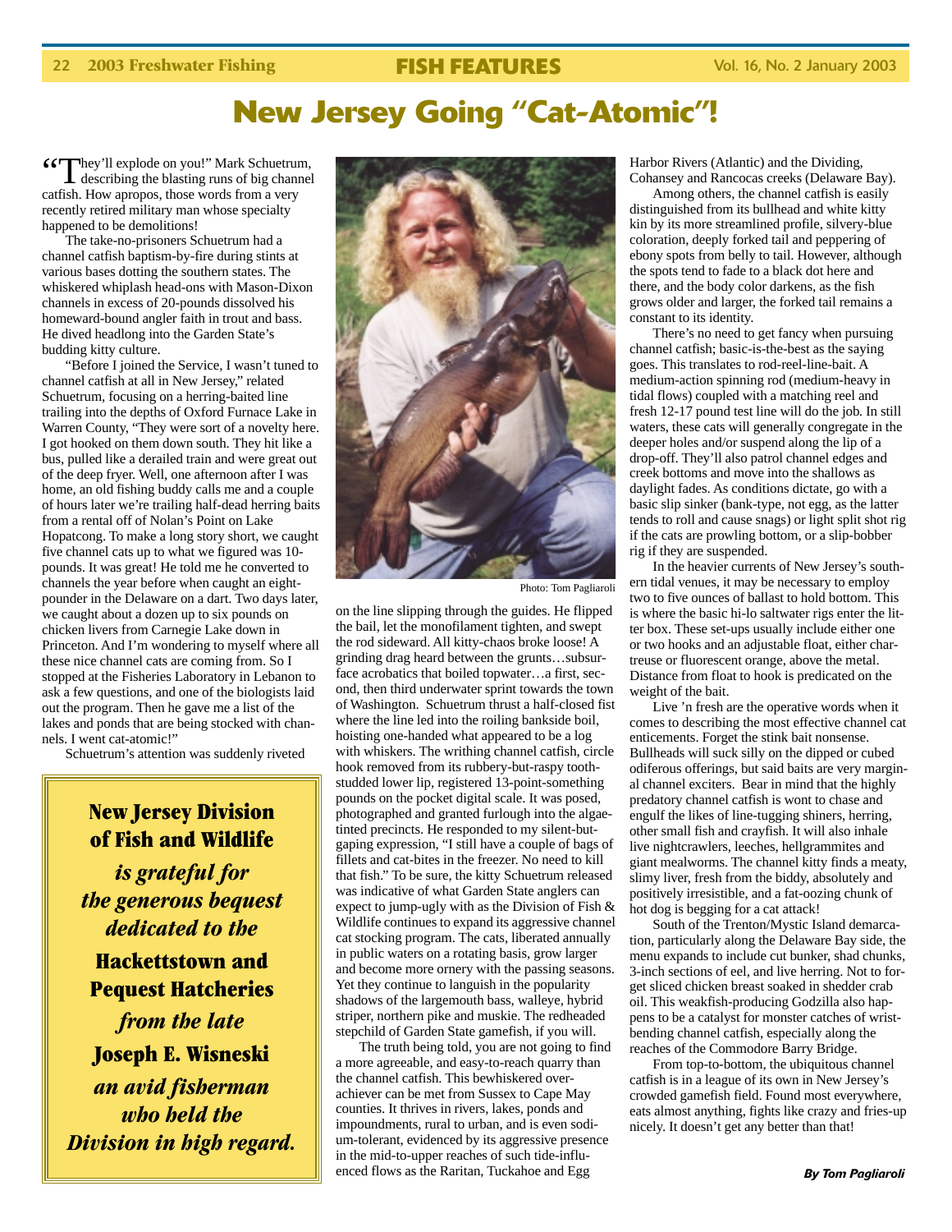# New Jersey Going "Cat-Atomic"!

"They'll explode on you!" Mark Schuetrum, describing the blasting runs of big channel catfish. How apropos, those words from a very recently retired military man whose specialty happened to be demolitions!

The take-no-prisoners Schuetrum had a channel catfish baptism-by-fire during stints at various bases dotting the southern states. The whiskered whiplash head-ons with Mason-Dixon channels in excess of 20-pounds dissolved his homeward-bound angler faith in trout and bass. He dived headlong into the Garden State's budding kitty culture.

"Before I joined the Service, I wasn't tuned to channel catfish at all in New Jersey," related Schuetrum, focusing on a herring-baited line trailing into the depths of Oxford Furnace Lake in Warren County, "They were sort of a novelty here. I got hooked on them down south. They hit like a bus, pulled like a derailed train and were great out of the deep fryer. Well, one afternoon after I was home, an old fishing buddy calls me and a couple of hours later we're trailing half-dead herring baits from a rental off of Nolan's Point on Lake Hopatcong. To make a long story short, we caught five channel cats up to what we figured was 10-pounds. It was great! He told me he converted to channels the year before when caught an eight-pounder in the Delaware on a dart. Two days later, we caught about a dozen up to six pounds on chicken livers from Carnegie Lake down in Princeton. And I'm wondering to myself where all these nice channel cats are coming from. So I stopped at the Fisheries Laboratory in Lebanon to ask a few questions, and one of the biologists laid out the program. Then he gave me a list of the lakes and ponds that are being stocked with channels. I went cat-atomic!"

Schuetrum's attention was suddenly riveted on the line slipping through the guides. He flipped the bail, let the monofilament tighten, and swept the rod sideward. All kitty-chaos broke loose! A grinding drag heard between the grunts…subsurface acrobatics that boiled topwater…a first, second, then third underwater sprint towards the town of Washington. Schuetrum thrust a half-closed fist where the line led into the roiling bankside boil, hoisting one-handed what appeared to be a log with whiskers. The writhing channel catfish, circle hook removed from its rubbery-but-raspy tooth-studded lower lip, registered 13-point-something pounds on the pocket digital scale. It was posed, photographed and granted furlough into the algae-tinted precincts. He responded to my silent-but-gaping expression, "I still have a couple of bags of fillets and cat-bites in the freezer. No need to kill that fish." To be sure, the kitty Schuetrum released was indicative of what Garden State anglers can expect to jump-ugly with as the Division of Fish & Wildlife continues to expand its aggressive channel cat stocking program. The cats, liberated annually in public waters on a rotating basis, grow larger and become more ornery with the passing seasons. Yet they continue to languish in the popularity shadows of the largemouth bass, walleye, hybrid striper, northern pike and muskie. The redheaded stepchild of Garden State gamefish, if you will.

Photo: Tom Pagliaroli

> **New Jersey Division of Fish and Wildlife**
> *is grateful for the generous bequest dedicated to the*
> **Hackettstown and Pequest Hatcheries**
> *from the late*
> **Joseph E. Wisneski**
> *an avid fisherman who held the Division in high regard.*

The truth being told, you are not going to find a more agreeable, and easy-to-reach quarry than the channel catfish. This bewhiskered overachiever can be met from Sussex to Cape May counties. It thrives in rivers, lakes, ponds and impoundments, rural to urban, and is even sodium-tolerant, evidenced by its aggressive presence in the mid-to-upper reaches of such tide-influenced flows as the Raritan, Tuckahoe and Egg Harbor Rivers (Atlantic) and the Dividing, Cohansey and Rancocas creeks (Delaware Bay).

Among others, the channel catfish is easily distinguished from its bullhead and white kitty kin by its more streamlined profile, silvery-blue coloration, deeply forked tail and peppering of ebony spots from belly to tail. However, although the spots tend to fade to a black dot here and there, and the body color darkens, as the fish grows older and larger, the forked tail remains a constant to its identity.

There's no need to get fancy when pursuing channel catfish; basic-is-the-best as the saying goes. This translates to rod-reel-line-bait. A medium-action spinning rod (medium-heavy in tidal flows) coupled with a matching reel and fresh 12-17 pound test line will do the job. In still waters, these cats will generally congregate in the deeper holes and/or suspend along the lip of a drop-off. They'll also patrol channel edges and creek bottoms and move into the shallows as daylight fades. As conditions dictate, go with a basic slip sinker (bank-type, not egg, as the latter tends to roll and cause snags) or light split shot rig if the cats are prowling bottom, or a slip-bobber rig if they are suspended.

In the heavier currents of New Jersey's southern tidal venues, it may be necessary to employ two to five ounces of ballast to hold bottom. This is where the basic hi-lo saltwater rigs enter the litter box. These set-ups usually include either one or two hooks and an adjustable float, either chartreuse or fluorescent orange, above the metal. Distance from float to hook is predicated on the weight of the bait.

Live 'n fresh are the operative words when it comes to describing the most effective channel cat enticements. Forget the stink bait nonsense. Bullheads will suck silly on the dipped or cubed odiferous offerings, but said baits are very marginal channel exciters. Bear in mind that the highly predatory channel catfish is wont to chase and engulf the likes of line-tugging shiners, herring, other small fish and crayfish. It will also inhale live nightcrawlers, leeches, hellgrammites and giant mealworms. The channel kitty finds a meaty, slimy liver, fresh from the biddy, absolutely and positively irresistible, and a fat-oozing chunk of hot dog is begging for a cat attack!

South of the Trenton/Mystic Island demarcation, particularly along the Delaware Bay side, the menu expands to include cut bunker, shad chunks, 3-inch sections of eel, and live herring. Not to forget sliced chicken breast soaked in shedder crab oil. This weakfish-producing Godzilla also happens to be a catalyst for monster catches of wrist-bending channel catfish, especially along the reaches of the Commodore Barry Bridge.

From top-to-bottom, the ubiquitous channel catfish is in a league of its own in New Jersey's crowded gamefish field. Found most everywhere, eats almost anything, fights like crazy and fries-up nicely. It doesn't get any better than that!

***By Tom Pagliaroli***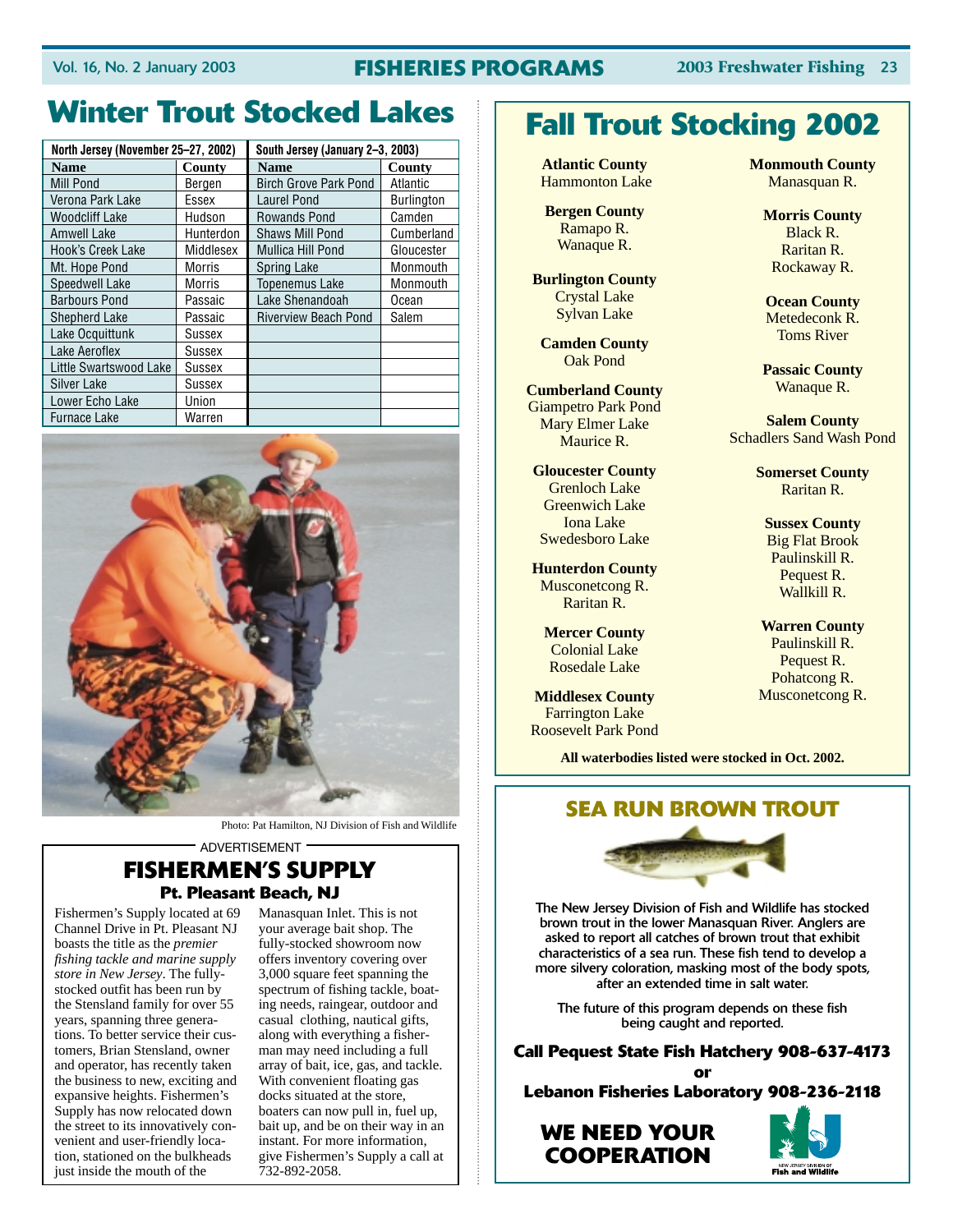# Winter Trout Stocked Lakes

| North Jersey (November 25–27, 2002) | | South Jersey (January 2–3, 2003) | |
|---|---|---|---|
| **Name** | **County** | **Name** | **County** |
| Mill Pond | Bergen | Birch Grove Park Pond | Atlantic |
| Verona Park Lake | Essex | Laurel Pond | Burlington |
| Woodcliff Lake | Hudson | Rowands Pond | Camden |
| Amwell Lake | Hunterdon | Shaws Mill Pond | Cumberland |
| Hook's Creek Lake | Middlesex | Mullica Hill Pond | Gloucester |
| Mt. Hope Pond | Morris | Spring Lake | Monmouth |
| Speedwell Lake | Morris | Topenemus Lake | Monmouth |
| Barbours Pond | Passaic | Lake Shenandoah | Ocean |
| Shepherd Lake | Passaic | Riverview Beach Pond | Salem |
| Lake Ocquittunk | Sussex | | |
| Lake Aeroflex | Sussex | | |
| Little Swartswood Lake | Sussex | | |
| Silver Lake | Sussex | | |
| Lower Echo Lake | Union | | |
| Furnace Lake | Warren | | |

Photo: Pat Hamilton, NJ Division of Fish and Wildlife

ADVERTISEMENT

## FISHERMEN'S SUPPLY

### Pt. Pleasant Beach, NJ

Fishermen's Supply located at 69 Channel Drive in Pt. Pleasant NJ boasts the title as the *premier fishing tackle and marine supply store in New Jersey*. The fully-stocked outfit has been run by the Stensland family for over 55 years, spanning three generations. To better service their customers, Brian Stensland, owner and operator, has recently taken the business to new, exciting and expansive heights. Fishermen's Supply has now relocated down the street to its innovatively convenient and user-friendly location, stationed on the bulkheads just inside the mouth of the Manasquan Inlet. This is not your average bait shop. The fully-stocked showroom now offers inventory covering over 3,000 square feet spanning the spectrum of fishing tackle, boating needs, raingear, outdoor and casual clothing, nautical gifts, along with everything a fisherman may need including a full array of bait, ice, gas, and tackle. With convenient floating gas docks situated at the store, boaters can now pull in, fuel up, bait up, and be on their way in an instant. For more information, give Fishermen's Supply a call at 732-892-2058.

# Fall Trout Stocking 2002

**Atlantic County**
Hammonton Lake

**Bergen County**
Ramapo R.
Wanaque R.

**Burlington County**
Crystal Lake
Sylvan Lake

**Camden County**
Oak Pond

**Cumberland County**
Giampetro Park Pond
Mary Elmer Lake
Maurice R.

**Gloucester County**
Grenloch Lake
Greenwich Lake
Iona Lake
Swedesboro Lake

**Hunterdon County**
Musconetcong R.
Raritan R.

**Mercer County**
Colonial Lake
Rosedale Lake

**Middlesex County**
Farrington Lake
Roosevelt Park Pond

**Monmouth County**
Manasquan R.

**Morris County**
Black R.
Raritan R.
Rockaway R.

**Ocean County**
Metedeconk R.
Toms River

**Passaic County**
Wanaque R.

**Salem County**
Schadlers Sand Wash Pond

**Somerset County**
Raritan R.

**Sussex County**
Big Flat Brook
Paulinskill R.
Pequest R.
Wallkill R.

**Warren County**
Paulinskill R.
Pequest R.
Pohatcong R.
Musconetcong R.

**All waterbodies listed were stocked in Oct. 2002.**

## SEA RUN BROWN TROUT

The New Jersey Division of Fish and Wildlife has stocked brown trout in the lower Manasquan River. Anglers are asked to report all catches of brown trout that exhibit characteristics of a sea run. These fish tend to develop a more silvery coloration, masking most of the body spots, after an extended time in salt water.

The future of this program depends on these fish being caught and reported.

**Call Pequest State Fish Hatchery 908-637-4173**
**or**
**Lebanon Fisheries Laboratory 908-236-2118**

**WE NEED YOUR COOPERATION**

New Jersey Division of Fish and Wildlife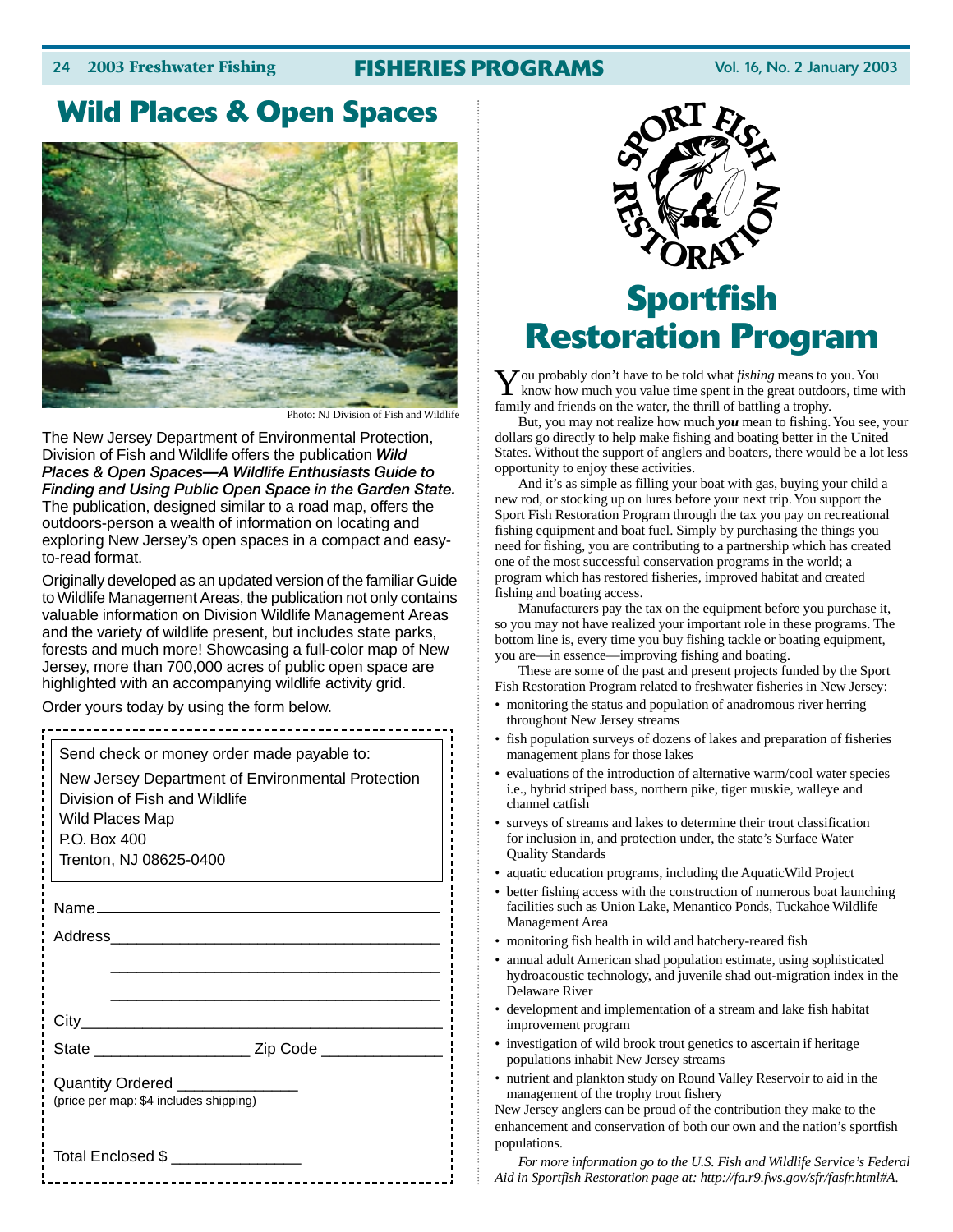# Wild Places & Open Spaces

Photo: NJ Division of Fish and Wildlife

The New Jersey Department of Environmental Protection, Division of Fish and Wildlife offers the publication ***Wild Places & Open Spaces—A Wildlife Enthusiasts Guide to Finding and Using Public Open Space in the Garden State.*** The publication, designed similar to a road map, offers the outdoors-person a wealth of information on locating and exploring New Jersey's open spaces in a compact and easy-to-read format.

Originally developed as an updated version of the familiar Guide to Wildlife Management Areas, the publication not only contains valuable information on Division Wildlife Management Areas and the variety of wildlife present, but includes state parks, forests and much more! Showcasing a full-color map of New Jersey, more than 700,000 acres of public open space are highlighted with an accompanying wildlife activity grid.

Order yours today by using the form below.

Send check or money order made payable to:

New Jersey Department of Environmental Protection
Division of Fish and Wildlife
Wild Places Map
P.O. Box 400
Trenton, NJ 08625-0400

Name ______________________________

Address ______________________________

______________________________

______________________________

City ______________________________

State ______________ Zip Code ______________

Quantity Ordered ______________
(price per map: $4 includes shipping)

Total Enclosed $ ______________

# Sportfish Restoration Program

You probably don't have to be told what *fishing* means to you. You know how much you value time spent in the great outdoors, time with family and friends on the water, the thrill of battling a trophy.

But, you may not realize how much ***you*** mean to fishing. You see, your dollars go directly to help make fishing and boating better in the United States. Without the support of anglers and boaters, there would be a lot less opportunity to enjoy these activities.

And it's as simple as filling your boat with gas, buying your child a new rod, or stocking up on lures before your next trip. You support the Sport Fish Restoration Program through the tax you pay on recreational fishing equipment and boat fuel. Simply by purchasing the things you need for fishing, you are contributing to a partnership which has created one of the most successful conservation programs in the world; a program which has restored fisheries, improved habitat and created fishing and boating access.

Manufacturers pay the tax on the equipment before you purchase it, so you may not have realized your important role in these programs. The bottom line is, every time you buy fishing tackle or boating equipment, you are—in essence—improving fishing and boating.

These are some of the past and present projects funded by the Sport Fish Restoration Program related to freshwater fisheries in New Jersey:

- monitoring the status and population of anadromous river herring throughout New Jersey streams
- fish population surveys of dozens of lakes and preparation of fisheries management plans for those lakes
- evaluations of the introduction of alternative warm/cool water species i.e., hybrid striped bass, northern pike, tiger muskie, walleye and channel catfish
- surveys of streams and lakes to determine their trout classification for inclusion in, and protection under, the state's Surface Water Quality Standards
- aquatic education programs, including the AquaticWild Project
- better fishing access with the construction of numerous boat launching facilities such as Union Lake, Menantico Ponds, Tuckahoe Wildlife Management Area
- monitoring fish health in wild and hatchery-reared fish
- annual adult American shad population estimate, using sophisticated hydroacoustic technology, and juvenile shad out-migration index in the Delaware River
- development and implementation of a stream and lake fish habitat improvement program
- investigation of wild brook trout genetics to ascertain if heritage populations inhabit New Jersey streams
- nutrient and plankton study on Round Valley Reservoir to aid in the management of the trophy trout fishery

New Jersey anglers can be proud of the contribution they make to the enhancement and conservation of both our own and the nation's sportfish populations.

*For more information go to the U.S. Fish and Wildlife Service's Federal Aid in Sportfish Restoration page at: http://fa.r9.fws.gov/sfr/fasfr.html#A.*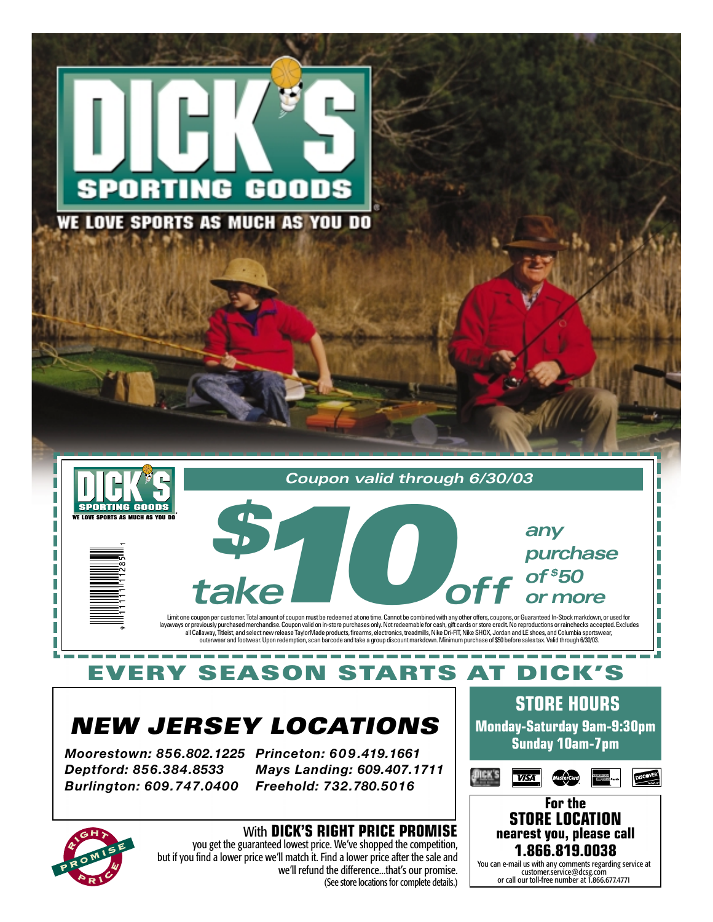# DICK'S SPORTING GOODS

WE LOVE SPORTS AS MUCH AS YOU DO

DICK'S SPORTING GOODS
WE LOVE SPORTS AS MUCH AS YOU DO

*Coupon valid through 6/30/03*

## *take $10 off*

*any purchase of $50 or more*

Limit one coupon per customer. Total amount of coupon must be redeemed at one time. Cannot be combined with any other offers, coupons, or Guaranteed In-Stock markdown, or used for layaways or previously purchased merchandise. Coupon valid on in-store purchases only. Not redeemable for cash, gift cards or store credit. No reproductions or rainchecks accepted. Excludes all Callaway, Titleist, and select new release TaylorMade products, firearms, electronics, treadmills, Nike Dri-FIT, Nike SHOX, Jordan and LE shoes, and Columbia sportswear, outerwear and footwear. Upon redemption, scan barcode and take a group discount markdown. Minimum purchase of $50 before sales tax. Valid through 6/30/03.

9 11111111285 1

## EVERY SEASON STARTS AT DICK'S

## *NEW JERSEY LOCATIONS*

*Moorestown: 856.802.1225*
*Deptford: 856.384.8533*
*Burlington: 609.747.0400*
*Princeton: 609.419.1661*
*Mays Landing: 609.407.1711*
*Freehold: 732.780.5016*

### STORE HOURS

**Monday-Saturday 9am-9:30pm**
**Sunday 10am-7pm**

RIGHT PRICE PROMISE

With **DICK'S RIGHT PRICE PROMISE** you get the guaranteed lowest price. We've shopped the competition, but if you find a lower price we'll match it. Find a lower price after the sale and we'll refund the difference...that's our promise.
(See store locations for complete details.)

**For the STORE LOCATION nearest you, please call**
**1.866.819.0038**

You can e-mail us with any comments regarding service at customer.service@dcsg.com or call our toll-free number at 1.866.677.4771